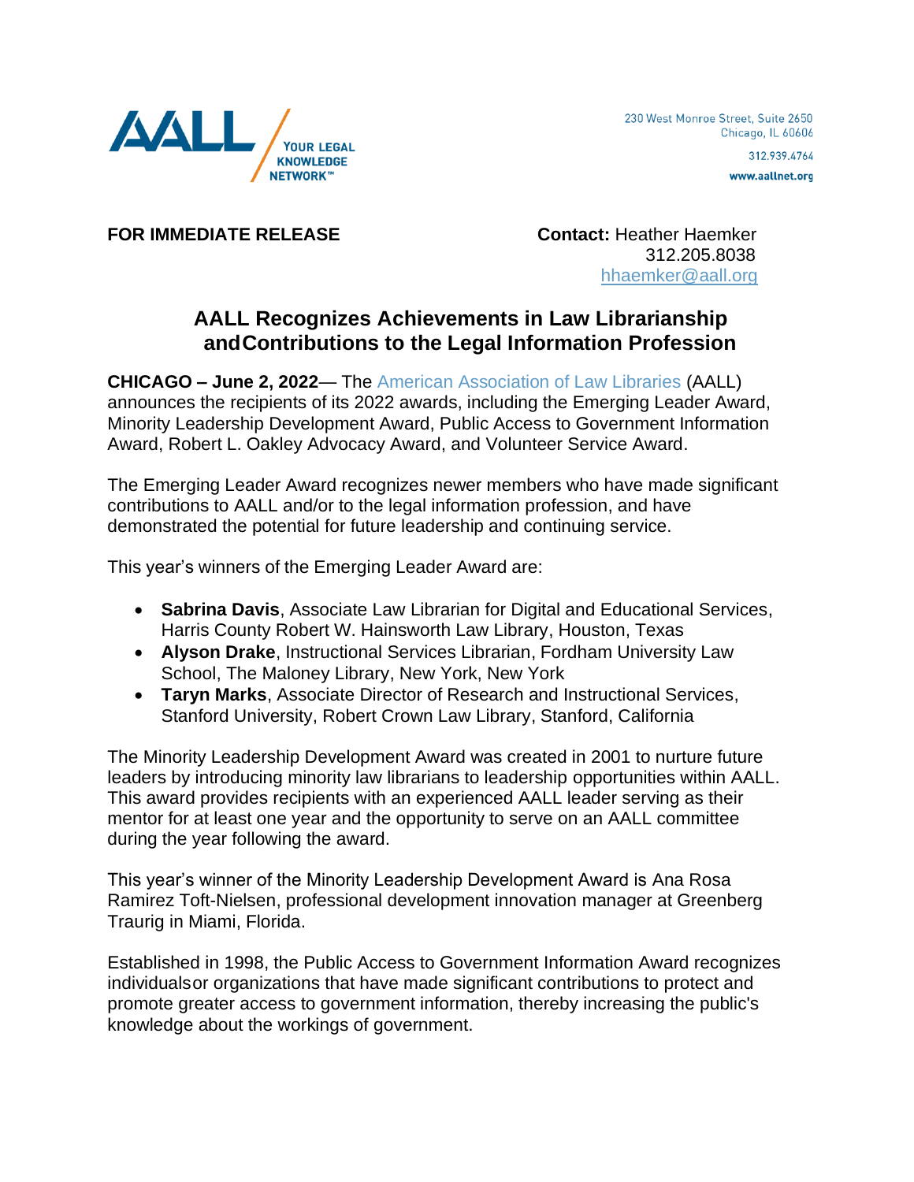AALL / YOUR LEGAL KNOWLEDGE NETWORK™

230 West Monroe Street, Suite 2650
Chicago, IL 60606
312.939.4764
www.aallnet.org

**FOR IMMEDIATE RELEASE**

**Contact:** Heather Haemker
312.205.8038
hhaemker@aall.org

## AALL Recognizes Achievements in Law Librarianship andContributions to the Legal Information Profession

**CHICAGO – June 2, 2022**— The American Association of Law Libraries (AALL) announces the recipients of its 2022 awards, including the Emerging Leader Award, Minority Leadership Development Award, Public Access to Government Information Award, Robert L. Oakley Advocacy Award, and Volunteer Service Award.

The Emerging Leader Award recognizes newer members who have made significant contributions to AALL and/or to the legal information profession, and have demonstrated the potential for future leadership and continuing service.

This year's winners of the Emerging Leader Award are:

- **Sabrina Davis**, Associate Law Librarian for Digital and Educational Services, Harris County Robert W. Hainsworth Law Library, Houston, Texas
- **Alyson Drake**, Instructional Services Librarian, Fordham University Law School, The Maloney Library, New York, New York
- **Taryn Marks**, Associate Director of Research and Instructional Services, Stanford University, Robert Crown Law Library, Stanford, California

The Minority Leadership Development Award was created in 2001 to nurture future leaders by introducing minority law librarians to leadership opportunities within AALL. This award provides recipients with an experienced AALL leader serving as their mentor for at least one year and the opportunity to serve on an AALL committee during the year following the award.

This year's winner of the Minority Leadership Development Award is Ana Rosa Ramirez Toft-Nielsen, professional development innovation manager at Greenberg Traurig in Miami, Florida.

Established in 1998, the Public Access to Government Information Award recognizes individualsor organizations that have made significant contributions to protect and promote greater access to government information, thereby increasing the public's knowledge about the workings of government.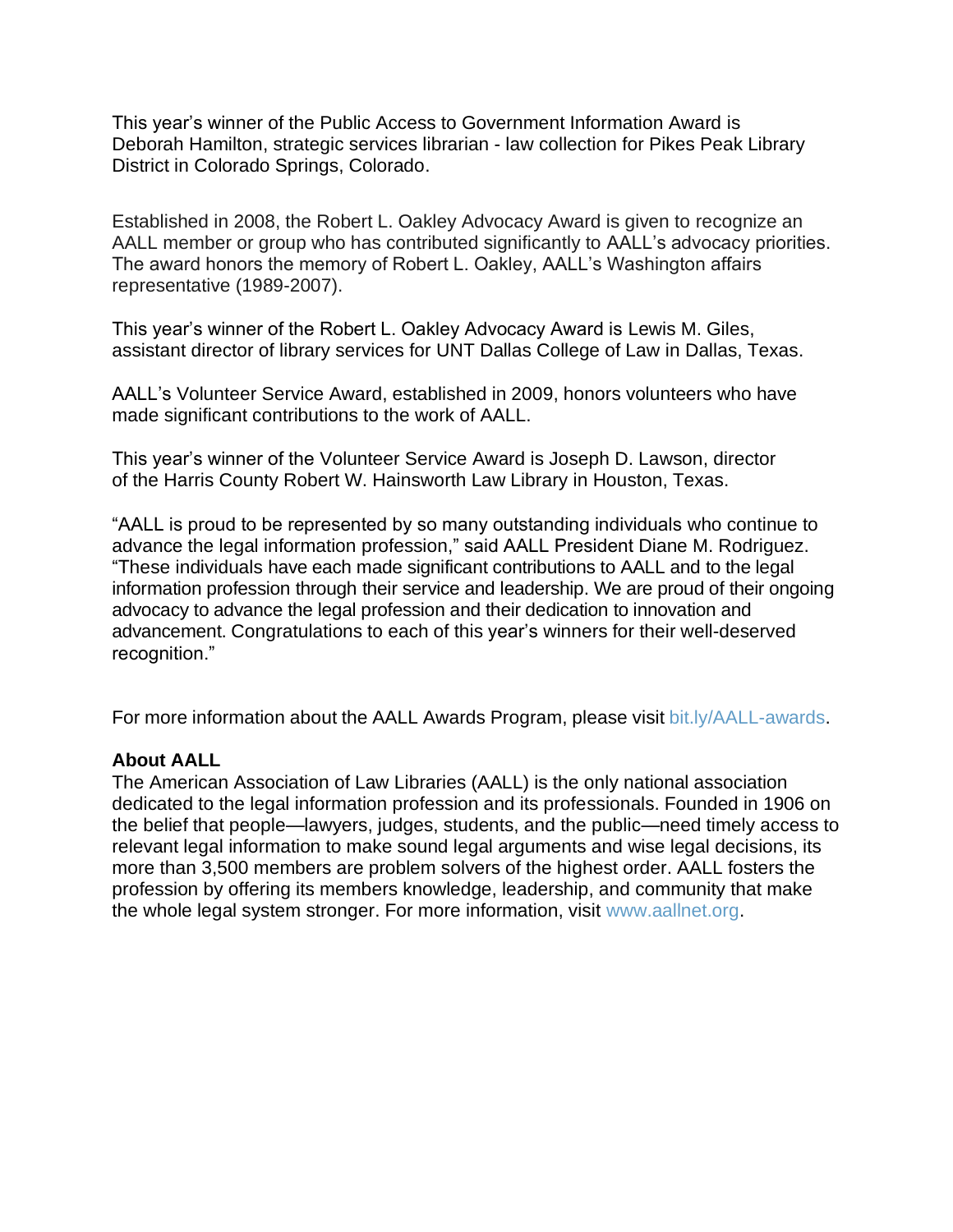This year's winner of the Public Access to Government Information Award is Deborah Hamilton, strategic services librarian - law collection for Pikes Peak Library District in Colorado Springs, Colorado.

Established in 2008, the Robert L. Oakley Advocacy Award is given to recognize an AALL member or group who has contributed significantly to AALL's advocacy priorities. The award honors the memory of Robert L. Oakley, AALL's Washington affairs representative (1989-2007).

This year's winner of the Robert L. Oakley Advocacy Award is Lewis M. Giles, assistant director of library services for UNT Dallas College of Law in Dallas, Texas.

AALL's Volunteer Service Award, established in 2009, honors volunteers who have made significant contributions to the work of AALL.

This year's winner of the Volunteer Service Award is Joseph D. Lawson, director of the Harris County Robert W. Hainsworth Law Library in Houston, Texas.

"AALL is proud to be represented by so many outstanding individuals who continue to advance the legal information profession," said AALL President Diane M. Rodriguez. "These individuals have each made significant contributions to AALL and to the legal information profession through their service and leadership. We are proud of their ongoing advocacy to advance the legal profession and their dedication to innovation and advancement. Congratulations to each of this year's winners for their well-deserved recognition."

For more information about the AALL Awards Program, please visit bit.ly/AALL-awards.

**About AALL**
The American Association of Law Libraries (AALL) is the only national association dedicated to the legal information profession and its professionals. Founded in 1906 on the belief that people—lawyers, judges, students, and the public—need timely access to relevant legal information to make sound legal arguments and wise legal decisions, its more than 3,500 members are problem solvers of the highest order. AALL fosters the profession by offering its members knowledge, leadership, and community that make the whole legal system stronger. For more information, visit www.aallnet.org.